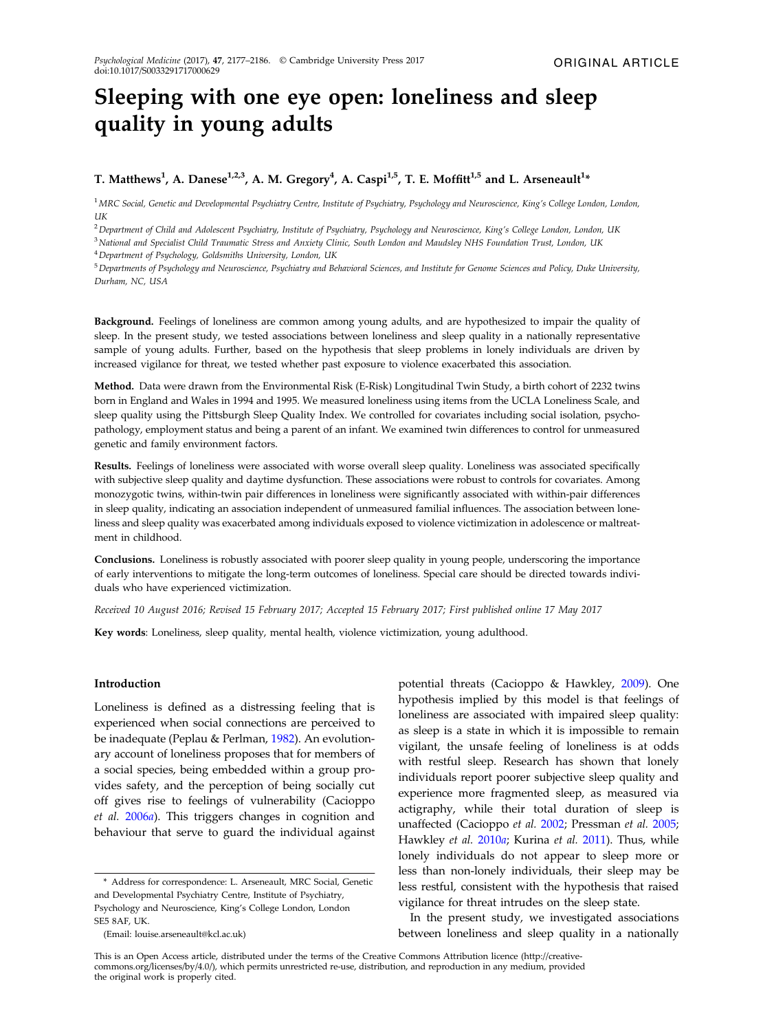ORIGINAL ARTICLE

# Sleeping with one eye open: loneliness and sleep quality in young adults

**T. Matthews[1], A. Danese[1,2,3], A. M. Gregory[4], A. Caspi[1,5], T. E. Moffitt[1,5] and L. Arseneault[1]***

[1] *MRC Social, Genetic and Developmental Psychiatry Centre, Institute of Psychiatry, Psychology and Neuroscience, King's College London, London, UK*

[2] *Department of Child and Adolescent Psychiatry, Institute of Psychiatry, Psychology and Neuroscience, King's College London, London, UK*

[3] *National and Specialist Child Traumatic Stress and Anxiety Clinic, South London and Maudsley NHS Foundation Trust, London, UK*

[4] *Department of Psychology, Goldsmiths University, London, UK*

[5] *Departments of Psychology and Neuroscience, Psychiatry and Behavioral Sciences, and Institute for Genome Sciences and Policy, Duke University, Durham, NC, USA*

**Background.** Feelings of loneliness are common among young adults, and are hypothesized to impair the quality of sleep. In the present study, we tested associations between loneliness and sleep quality in a nationally representative sample of young adults. Further, based on the hypothesis that sleep problems in lonely individuals are driven by increased vigilance for threat, we tested whether past exposure to violence exacerbated this association.

**Method.** Data were drawn from the Environmental Risk (E-Risk) Longitudinal Twin Study, a birth cohort of 2232 twins born in England and Wales in 1994 and 1995. We measured loneliness using items from the UCLA Loneliness Scale, and sleep quality using the Pittsburgh Sleep Quality Index. We controlled for covariates including social isolation, psychopathology, employment status and being a parent of an infant. We examined twin differences to control for unmeasured genetic and family environment factors.

**Results.** Feelings of loneliness were associated with worse overall sleep quality. Loneliness was associated specifically with subjective sleep quality and daytime dysfunction. These associations were robust to controls for covariates. Among monozygotic twins, within-twin pair differences in loneliness were significantly associated with within-pair differences in sleep quality, indicating an association independent of unmeasured familial influences. The association between loneliness and sleep quality was exacerbated among individuals exposed to violence victimization in adolescence or maltreatment in childhood.

**Conclusions.** Loneliness is robustly associated with poorer sleep quality in young people, underscoring the importance of early interventions to mitigate the long-term outcomes of loneliness. Special care should be directed towards individuals who have experienced victimization.

*Received 10 August 2016; Revised 15 February 2017; Accepted 15 February 2017; First published online 17 May 2017*

**Key words**: Loneliness, sleep quality, mental health, violence victimization, young adulthood.

## Introduction

Loneliness is defined as a distressing feeling that is experienced when social connections are perceived to be inadequate (Peplau & Perlman, 1982). An evolutionary account of loneliness proposes that for members of a social species, being embedded within a group provides safety, and the perception of being socially cut off gives rise to feelings of vulnerability (Cacioppo *et al.* 2006*a*). This triggers changes in cognition and behaviour that serve to guard the individual against potential threats (Cacioppo & Hawkley, 2009). One hypothesis implied by this model is that feelings of loneliness are associated with impaired sleep quality: as sleep is a state in which it is impossible to remain vigilant, the unsafe feeling of loneliness is at odds with restful sleep. Research has shown that lonely individuals report poorer subjective sleep quality and experience more fragmented sleep, as measured via actigraphy, while their total duration of sleep is unaffected (Cacioppo *et al.* 2002; Pressman *et al.* 2005; Hawkley *et al.* 2010*a*; Kurina *et al.* 2011). Thus, while lonely individuals do not appear to sleep more or less than non-lonely individuals, their sleep may be less restful, consistent with the hypothesis that raised vigilance for threat intrudes on the sleep state.

In the present study, we investigated associations between loneliness and sleep quality in a nationally

\* Address for correspondence: L. Arseneault, MRC Social, Genetic and Developmental Psychiatry Centre, Institute of Psychiatry, Psychology and Neuroscience, King's College London, London SE5 8AF, UK.

(Email: louise.arseneault@kcl.ac.uk)

This is an Open Access article, distributed under the terms of the Creative Commons Attribution licence (http://creativecommons.org/licenses/by/4.0/), which permits unrestricted re-use, distribution, and reproduction in any medium, provided the original work is properly cited.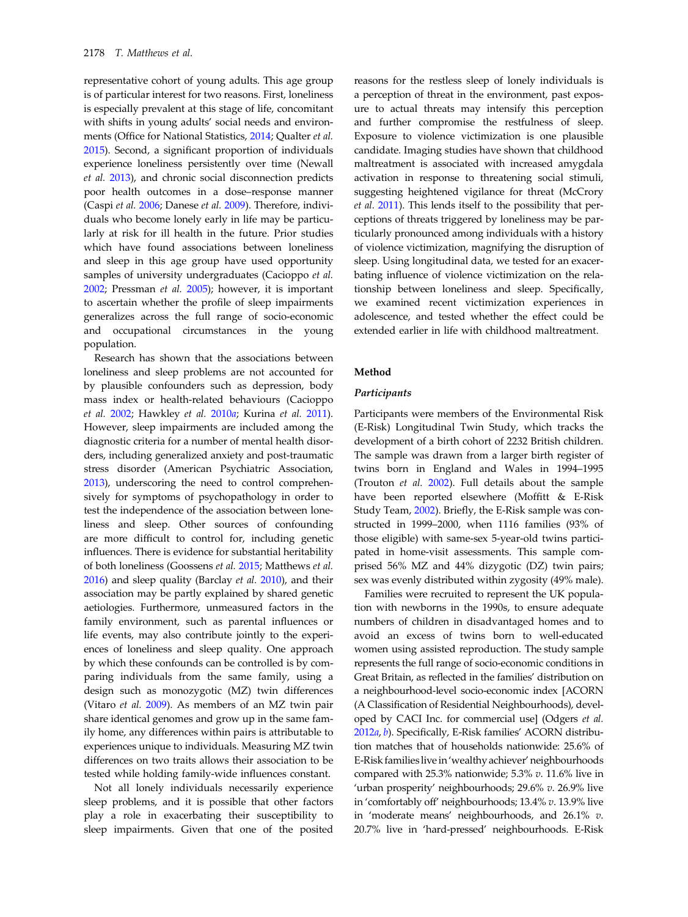representative cohort of young adults. This age group is of particular interest for two reasons. First, loneliness is especially prevalent at this stage of life, concomitant with shifts in young adults' social needs and environments (Office for National Statistics, 2014; Qualter *et al.* 2015). Second, a significant proportion of individuals experience loneliness persistently over time (Newall *et al.* 2013), and chronic social disconnection predicts poor health outcomes in a dose–response manner (Caspi *et al.* 2006; Danese *et al.* 2009). Therefore, individuals who become lonely early in life may be particularly at risk for ill health in the future. Prior studies which have found associations between loneliness and sleep in this age group have used opportunity samples of university undergraduates (Cacioppo *et al.* 2002; Pressman *et al.* 2005); however, it is important to ascertain whether the profile of sleep impairments generalizes across the full range of socio-economic and occupational circumstances in the young population.

Research has shown that the associations between loneliness and sleep problems are not accounted for by plausible confounders such as depression, body mass index or health-related behaviours (Cacioppo *et al.* 2002; Hawkley *et al.* 2010*a*; Kurina *et al.* 2011). However, sleep impairments are included among the diagnostic criteria for a number of mental health disorders, including generalized anxiety and post-traumatic stress disorder (American Psychiatric Association, 2013), underscoring the need to control comprehensively for symptoms of psychopathology in order to test the independence of the association between loneliness and sleep. Other sources of confounding are more difficult to control for, including genetic influences. There is evidence for substantial heritability of both loneliness (Goossens *et al.* 2015; Matthews *et al.* 2016) and sleep quality (Barclay *et al.* 2010), and their association may be partly explained by shared genetic aetiologies. Furthermore, unmeasured factors in the family environment, such as parental influences or life events, may also contribute jointly to the experiences of loneliness and sleep quality. One approach by which these confounds can be controlled is by comparing individuals from the same family, using a design such as monozygotic (MZ) twin differences (Vitaro *et al.* 2009). As members of an MZ twin pair share identical genomes and grow up in the same family home, any differences within pairs is attributable to experiences unique to individuals. Measuring MZ twin differences on two traits allows their association to be tested while holding family-wide influences constant.

Not all lonely individuals necessarily experience sleep problems, and it is possible that other factors play a role in exacerbating their susceptibility to sleep impairments. Given that one of the posited reasons for the restless sleep of lonely individuals is a perception of threat in the environment, past exposure to actual threats may intensify this perception and further compromise the restfulness of sleep. Exposure to violence victimization is one plausible candidate. Imaging studies have shown that childhood maltreatment is associated with increased amygdala activation in response to threatening social stimuli, suggesting heightened vigilance for threat (McCrory *et al.* 2011). This lends itself to the possibility that perceptions of threats triggered by loneliness may be particularly pronounced among individuals with a history of violence victimization, magnifying the disruption of sleep. Using longitudinal data, we tested for an exacerbating influence of violence victimization on the relationship between loneliness and sleep. Specifically, we examined recent victimization experiences in adolescence, and tested whether the effect could be extended earlier in life with childhood maltreatment.

## Method

### Participants

Participants were members of the Environmental Risk (E-Risk) Longitudinal Twin Study, which tracks the development of a birth cohort of 2232 British children. The sample was drawn from a larger birth register of twins born in England and Wales in 1994–1995 (Trouton *et al.* 2002). Full details about the sample have been reported elsewhere (Moffitt & E-Risk Study Team, 2002). Briefly, the E-Risk sample was constructed in 1999–2000, when 1116 families (93% of those eligible) with same-sex 5-year-old twins participated in home-visit assessments. This sample comprised 56% MZ and 44% dizygotic (DZ) twin pairs; sex was evenly distributed within zygosity (49% male).

Families were recruited to represent the UK population with newborns in the 1990s, to ensure adequate numbers of children in disadvantaged homes and to avoid an excess of twins born to well-educated women using assisted reproduction. The study sample represents the full range of socio-economic conditions in Great Britain, as reflected in the families' distribution on a neighbourhood-level socio-economic index [ACORN (A Classification of Residential Neighbourhoods), developed by CACI Inc. for commercial use] (Odgers *et al.* 2012*a*, *b*). Specifically, E-Risk families' ACORN distribution matches that of households nationwide: 25.6% of E-Risk families live in 'wealthy achiever' neighbourhoods compared with 25.3% nationwide; 5.3% *v.* 11.6% live in 'urban prosperity' neighbourhoods; 29.6% *v.* 26.9% live in 'comfortably off' neighbourhoods; 13.4% *v.* 13.9% live in 'moderate means' neighbourhoods, and 26.1% *v.* 20.7% live in 'hard-pressed' neighbourhoods. E-Risk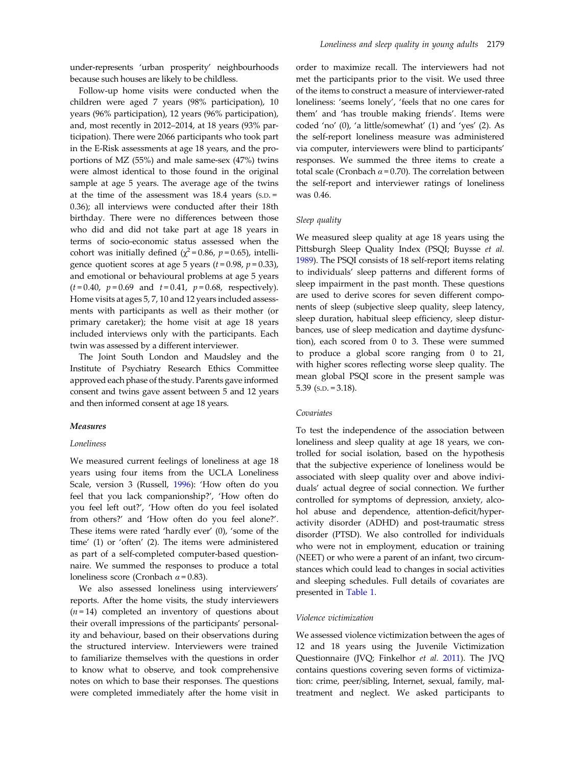under-represents 'urban prosperity' neighbourhoods because such houses are likely to be childless.

Follow-up home visits were conducted when the children were aged 7 years (98% participation), 10 years (96% participation), 12 years (96% participation), and, most recently in 2012–2014, at 18 years (93% participation). There were 2066 participants who took part in the E-Risk assessments at age 18 years, and the proportions of MZ (55%) and male same-sex (47%) twins were almost identical to those found in the original sample at age 5 years. The average age of the twins at the time of the assessment was 18.4 years (S.D. = 0.36); all interviews were conducted after their 18th birthday. There were no differences between those who did and did not take part at age 18 years in terms of socio-economic status assessed when the cohort was initially defined ($\chi^2 = 0.86$, $p = 0.65$), intelligence quotient scores at age 5 years ($t = 0.98$, $p = 0.33$), and emotional or behavioural problems at age 5 years ($t = 0.40$, $p = 0.69$ and $t = 0.41$, $p = 0.68$, respectively). Home visits at ages 5, 7, 10 and 12 years included assessments with participants as well as their mother (or primary caretaker); the home visit at age 18 years included interviews only with the participants. Each twin was assessed by a different interviewer.

The Joint South London and Maudsley and the Institute of Psychiatry Research Ethics Committee approved each phase of the study. Parents gave informed consent and twins gave assent between 5 and 12 years and then informed consent at age 18 years.

### Measures

*Loneliness*

We measured current feelings of loneliness at age 18 years using four items from the UCLA Loneliness Scale, version 3 (Russell, 1996): 'How often do you feel that you lack companionship?', 'How often do you feel left out?', 'How often do you feel isolated from others?' and 'How often do you feel alone?'. These items were rated 'hardly ever' (0), 'some of the time' (1) or 'often' (2). The items were administered as part of a self-completed computer-based questionnaire. We summed the responses to produce a total loneliness score (Cronbach $\alpha = 0.83$).

We also assessed loneliness using interviewers' reports. After the home visits, the study interviewers ($n = 14$) completed an inventory of questions about their overall impressions of the participants' personality and behaviour, based on their observations during the structured interview. Interviewers were trained to familiarize themselves with the questions in order to know what to observe, and took comprehensive notes on which to base their responses. The questions were completed immediately after the home visit in order to maximize recall. The interviewers had not met the participants prior to the visit. We used three of the items to construct a measure of interviewer-rated loneliness: 'seems lonely', 'feels that no one cares for them' and 'has trouble making friends'. Items were coded 'no' (0), 'a little/somewhat' (1) and 'yes' (2). As the self-report loneliness measure was administered via computer, interviewers were blind to participants' responses. We summed the three items to create a total scale (Cronbach $\alpha = 0.70$). The correlation between the self-report and interviewer ratings of loneliness was 0.46.

*Sleep quality*

We measured sleep quality at age 18 years using the Pittsburgh Sleep Quality Index (PSQI; Buysse *et al.* 1989). The PSQI consists of 18 self-report items relating to individuals' sleep patterns and different forms of sleep impairment in the past month. These questions are used to derive scores for seven different components of sleep (subjective sleep quality, sleep latency, sleep duration, habitual sleep efficiency, sleep disturbances, use of sleep medication and daytime dysfunction), each scored from 0 to 3. These were summed to produce a global score ranging from 0 to 21, with higher scores reflecting worse sleep quality. The mean global PSQI score in the present sample was 5.39 (S.D. = 3.18).

*Covariates*

To test the independence of the association between loneliness and sleep quality at age 18 years, we controlled for social isolation, based on the hypothesis that the subjective experience of loneliness would be associated with sleep quality over and above individuals' actual degree of social connection. We further controlled for symptoms of depression, anxiety, alcohol abuse and dependence, attention-deficit/hyperactivity disorder (ADHD) and post-traumatic stress disorder (PTSD). We also controlled for individuals who were not in employment, education or training (NEET) or who were a parent of an infant, two circumstances which could lead to changes in social activities and sleeping schedules. Full details of covariates are presented in Table 1.

*Violence victimization*

We assessed violence victimization between the ages of 12 and 18 years using the Juvenile Victimization Questionnaire (JVQ; Finkelhor *et al.* 2011). The JVQ contains questions covering seven forms of victimization: crime, peer/sibling, Internet, sexual, family, maltreatment and neglect. We asked participants to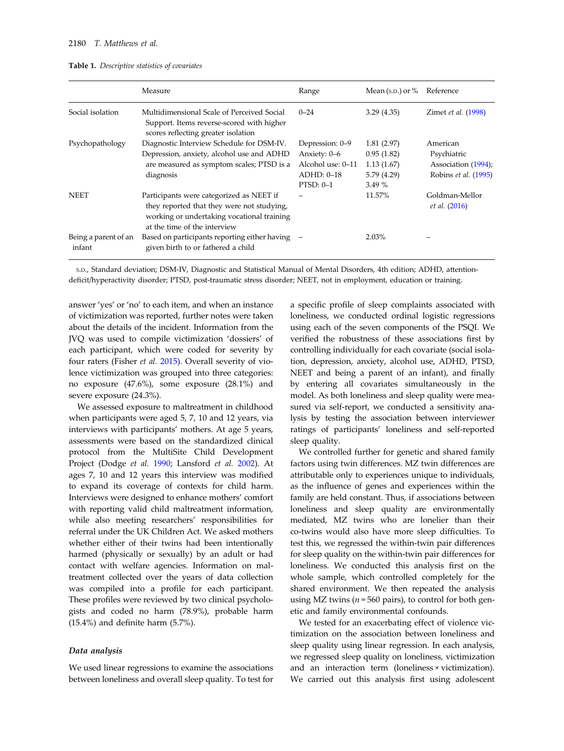**Table 1.** *Descriptive statistics of covariates*

| | Measure | Range | Mean (S.D.) or % | Reference |
|---|---|---|---|---|
| Social isolation | Multidimensional Scale of Perceived Social Support. Items reverse-scored with higher scores reflecting greater isolation | 0–24 | 3.29 (4.35) | Zimet *et al.* (1998) |
| Psychopathology | Diagnostic Interview Schedule for DSM-IV. Depression, anxiety, alcohol use and ADHD are measured as symptom scales; PTSD is a diagnosis | Depression: 0–9<br>Anxiety: 0–6<br>Alcohol use: 0–11<br>ADHD: 0–18<br>PTSD: 0–1 | 1.81 (2.97)<br>0.95 (1.82)<br>1.13 (1.67)<br>5.79 (4.29)<br>3.49 % | American Psychiatric Association (1994); Robins *et al.* (1995) |
| NEET | Participants were categorized as NEET if they reported that they were not studying, working or undertaking vocational training at the time of the interview | – | 11.57% | Goldman-Mellor *et al.* (2016) |
| Being a parent of an infant | Based on participants reporting either having given birth to or fathered a child | – | 2.03% | – |

S.D., Standard deviation; DSM-IV, Diagnostic and Statistical Manual of Mental Disorders, 4th edition; ADHD, attention-deficit/hyperactivity disorder; PTSD, post-traumatic stress disorder; NEET, not in employment, education or training.

answer 'yes' or 'no' to each item, and when an instance of victimization was reported, further notes were taken about the details of the incident. Information from the JVQ was used to compile victimization 'dossiers' of each participant, which were coded for severity by four raters (Fisher *et al.* 2015). Overall severity of violence victimization was grouped into three categories: no exposure (47.6%), some exposure (28.1%) and severe exposure (24.3%).

We assessed exposure to maltreatment in childhood when participants were aged 5, 7, 10 and 12 years, via interviews with participants' mothers. At age 5 years, assessments were based on the standardized clinical protocol from the MultiSite Child Development Project (Dodge *et al.* 1990; Lansford *et al.* 2002). At ages 7, 10 and 12 years this interview was modified to expand its coverage of contexts for child harm. Interviews were designed to enhance mothers' comfort with reporting valid child maltreatment information, while also meeting researchers' responsibilities for referral under the UK Children Act. We asked mothers whether either of their twins had been intentionally harmed (physically or sexually) by an adult or had contact with welfare agencies. Information on maltreatment collected over the years of data collection was compiled into a profile for each participant. These profiles were reviewed by two clinical psychologists and coded no harm (78.9%), probable harm (15.4%) and definite harm (5.7%).

### *Data analysis*

We used linear regressions to examine the associations between loneliness and overall sleep quality. To test for a specific profile of sleep complaints associated with loneliness, we conducted ordinal logistic regressions using each of the seven components of the PSQI. We verified the robustness of these associations first by controlling individually for each covariate (social isolation, depression, anxiety, alcohol use, ADHD, PTSD, NEET and being a parent of an infant), and finally by entering all covariates simultaneously in the model. As both loneliness and sleep quality were measured via self-report, we conducted a sensitivity analysis by testing the association between interviewer ratings of participants' loneliness and self-reported sleep quality.

We controlled further for genetic and shared family factors using twin differences. MZ twin differences are attributable only to experiences unique to individuals, as the influence of genes and experiences within the family are held constant. Thus, if associations between loneliness and sleep quality are environmentally mediated, MZ twins who are lonelier than their co-twins would also have more sleep difficulties. To test this, we regressed the within-twin pair differences for sleep quality on the within-twin pair differences for loneliness. We conducted this analysis first on the whole sample, which controlled completely for the shared environment. We then repeated the analysis using MZ twins ($n = 560$ pairs), to control for both genetic and family environmental confounds.

We tested for an exacerbating effect of violence victimization on the association between loneliness and sleep quality using linear regression. In each analysis, we regressed sleep quality on loneliness, victimization and an interaction term (loneliness × victimization). We carried out this analysis first using adolescent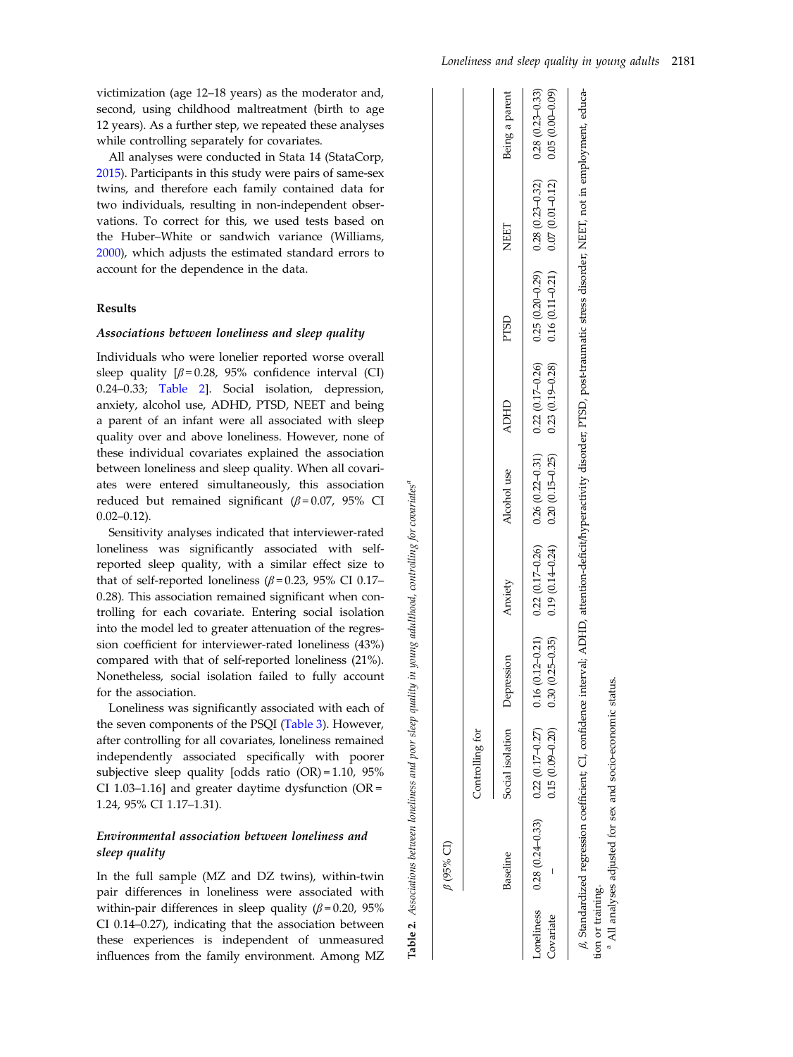victimization (age 12–18 years) as the moderator and, second, using childhood maltreatment (birth to age 12 years). As a further step, we repeated these analyses while controlling separately for covariates.

All analyses were conducted in Stata 14 (StataCorp, 2015). Participants in this study were pairs of same-sex twins, and therefore each family contained data for two individuals, resulting in non-independent observations. To correct for this, we used tests based on the Huber–White or sandwich variance (Williams, 2000), which adjusts the estimated standard errors to account for the dependence in the data.

## Results

### *Associations between loneliness and sleep quality*

Individuals who were lonelier reported worse overall sleep quality [$\beta = 0.28$, 95% confidence interval (CI) 0.24–0.33; Table 2]. Social isolation, depression, anxiety, alcohol use, ADHD, PTSD, NEET and being a parent of an infant were all associated with sleep quality over and above loneliness. However, none of these individual covariates explained the association between loneliness and sleep quality. When all covariates were entered simultaneously, this association reduced but remained significant ($\beta = 0.07$, 95% CI 0.02–0.12).

Sensitivity analyses indicated that interviewer-rated loneliness was significantly associated with self-reported sleep quality, with a similar effect size to that of self-reported loneliness ($\beta = 0.23$, 95% CI 0.17–0.28). This association remained significant when controlling for each covariate. Entering social isolation into the model led to greater attenuation of the regression coefficient for interviewer-rated loneliness (43%) compared with that of self-reported loneliness (21%). Nonetheless, social isolation failed to fully account for the association.

Loneliness was significantly associated with each of the seven components of the PSQI (Table 3). However, after controlling for all covariates, loneliness remained independently associated specifically with poorer subjective sleep quality [odds ratio (OR) = 1.10, 95% CI 1.03–1.16] and greater daytime dysfunction (OR = 1.24, 95% CI 1.17–1.31).

### *Environmental association between loneliness and sleep quality*

In the full sample (MZ and DZ twins), within-twin pair differences in loneliness were associated with within-pair differences in sleep quality ($\beta = 0.20$, 95% CI 0.14–0.27), indicating that the association between these experiences is independent of unmeasured influences from the family environment. Among MZ

**Table 2.** *Associations between loneliness and poor sleep quality in young adulthood, controlling for covariates*[a]

| | β (95% CI) | | | | | | | | |
|---|---|---|---|---|---|---|---|---|---|
| | | Controlling for | | | | | | | |
| | Baseline | Social isolation | Depression | Anxiety | Alcohol use | ADHD | PTSD | NEET | Being a parent |
| Loneliness | 0.28 (0.24–0.33) | 0.22 (0.17–0.27) | 0.16 (0.12–0.21) | 0.22 (0.17–0.26) | 0.26 (0.22–0.31) | 0.22 (0.17–0.26) | 0.25 (0.20–0.29) | 0.28 (0.23–0.32) | 0.28 (0.23–0.33) |
| Covariate | – | 0.15 (0.09–0.20) | 0.30 (0.25–0.35) | 0.19 (0.14–0.24) | 0.20 (0.15–0.25) | 0.23 (0.19–0.28) | 0.16 (0.11–0.21) | 0.07 (0.01–0.12) | 0.05 (0.00–0.09) |

β, Standardized regression coefficient; CI, confidence interval; ADHD, attention-deficit/hyperactivity disorder; PTSD, post-traumatic stress disorder; NEET, not in employment, education or training.

[a] All analyses adjusted for sex and socio-economic status.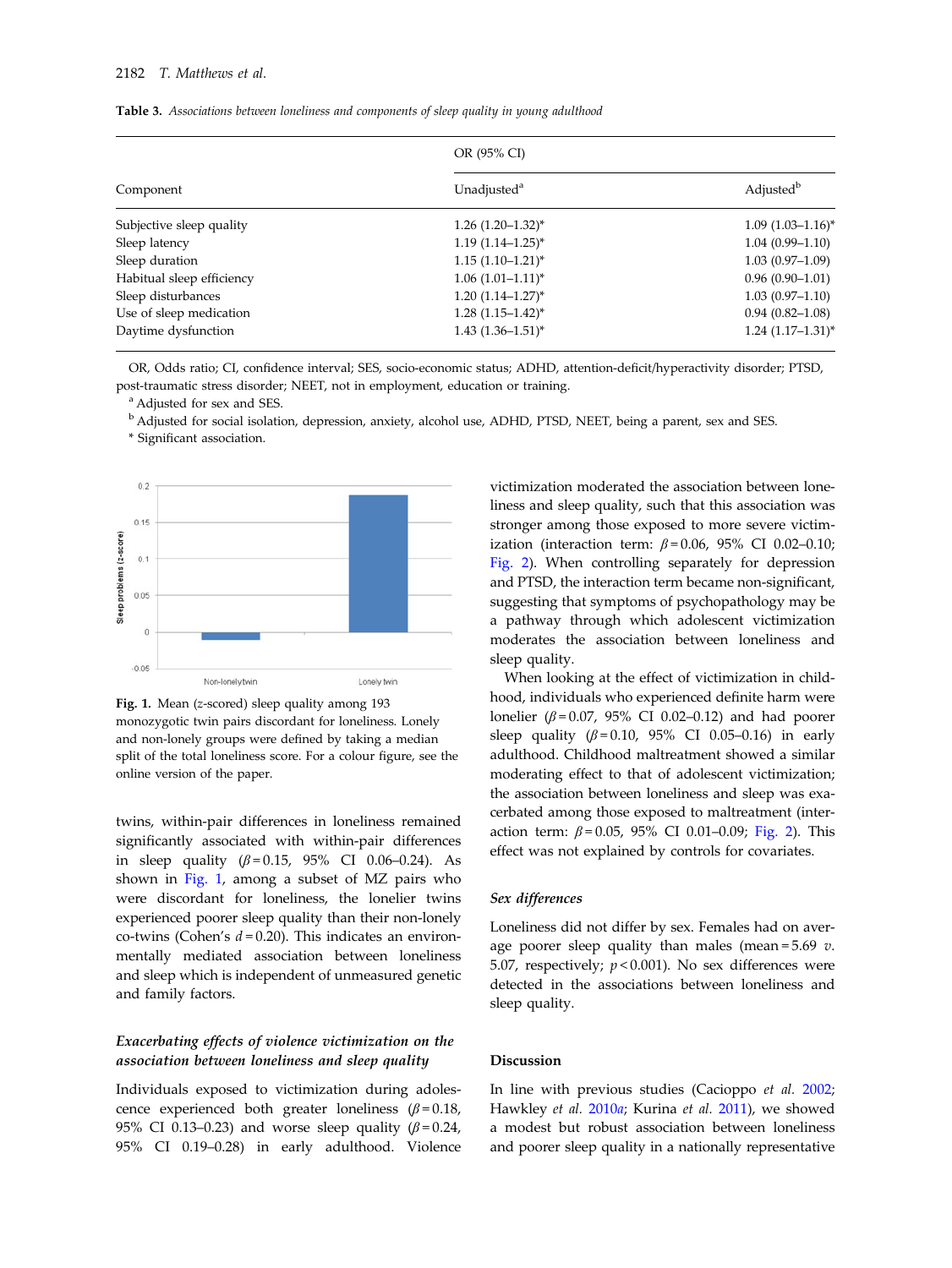**Table 3.** *Associations between loneliness and components of sleep quality in young adulthood*

| Component | OR (95% CI) | |
|---|---|---|
| | Unadjusted[a] | Adjusted[b] |
| Subjective sleep quality | 1.26 (1.20–1.32)* | 1.09 (1.03–1.16)* |
| Sleep latency | 1.19 (1.14–1.25)* | 1.04 (0.99–1.10) |
| Sleep duration | 1.15 (1.10–1.21)* | 1.03 (0.97–1.09) |
| Habitual sleep efficiency | 1.06 (1.01–1.11)* | 0.96 (0.90–1.01) |
| Sleep disturbances | 1.20 (1.14–1.27)* | 1.03 (0.97–1.10) |
| Use of sleep medication | 1.28 (1.15–1.42)* | 0.94 (0.82–1.08) |
| Daytime dysfunction | 1.43 (1.36–1.51)* | 1.24 (1.17–1.31)* |

OR, Odds ratio; CI, confidence interval; SES, socio-economic status; ADHD, attention-deficit/hyperactivity disorder; PTSD, post-traumatic stress disorder; NEET, not in employment, education or training.

[a] Adjusted for sex and SES.

[b] Adjusted for social isolation, depression, anxiety, alcohol use, ADHD, PTSD, NEET, being a parent, sex and SES.

\* Significant association.

Sleep problems (z-score)
0.2
0.15
0.1
0.05
0
-0.05
Non-lonely twin
Lonely twin

**Fig. 1.** Mean (*z*-scored) sleep quality among 193 monozygotic twin pairs discordant for loneliness. Lonely and non-lonely groups were defined by taking a median split of the total loneliness score. For a colour figure, see the online version of the paper.

twins, within-pair differences in loneliness remained significantly associated with within-pair differences in sleep quality ($\beta = 0.15$, 95% CI 0.06–0.24). As shown in Fig. 1, among a subset of MZ pairs who were discordant for loneliness, the lonelier twins experienced poorer sleep quality than their non-lonely co-twins (Cohen's $d = 0.20$). This indicates an environmentally mediated association between loneliness and sleep which is independent of unmeasured genetic and family factors.

### *Exacerbating effects of violence victimization on the association between loneliness and sleep quality*

Individuals exposed to victimization during adolescence experienced both greater loneliness ($\beta = 0.18$, 95% CI 0.13–0.23) and worse sleep quality ($\beta = 0.24$, 95% CI 0.19–0.28) in early adulthood. Violence victimization moderated the association between loneliness and sleep quality, such that this association was stronger among those exposed to more severe victimization (interaction term: $\beta = 0.06$, 95% CI 0.02–0.10; Fig. 2). When controlling separately for depression and PTSD, the interaction term became non-significant, suggesting that symptoms of psychopathology may be a pathway through which adolescent victimization moderates the association between loneliness and sleep quality.

When looking at the effect of victimization in childhood, individuals who experienced definite harm were lonelier ($\beta = 0.07$, 95% CI 0.02–0.12) and had poorer sleep quality ($\beta = 0.10$, 95% CI 0.05–0.16) in early adulthood. Childhood maltreatment showed a similar moderating effect to that of adolescent victimization; the association between loneliness and sleep was exacerbated among those exposed to maltreatment (interaction term: $\beta = 0.05$, 95% CI 0.01–0.09; Fig. 2). This effect was not explained by controls for covariates.

### *Sex differences*

Loneliness did not differ by sex. Females had on average poorer sleep quality than males (mean = 5.69 *v.* 5.07, respectively; $p < 0.001$). No sex differences were detected in the associations between loneliness and sleep quality.

## Discussion

In line with previous studies (Cacioppo *et al.* 2002; Hawkley *et al.* 2010*a*; Kurina *et al.* 2011), we showed a modest but robust association between loneliness and poorer sleep quality in a nationally representative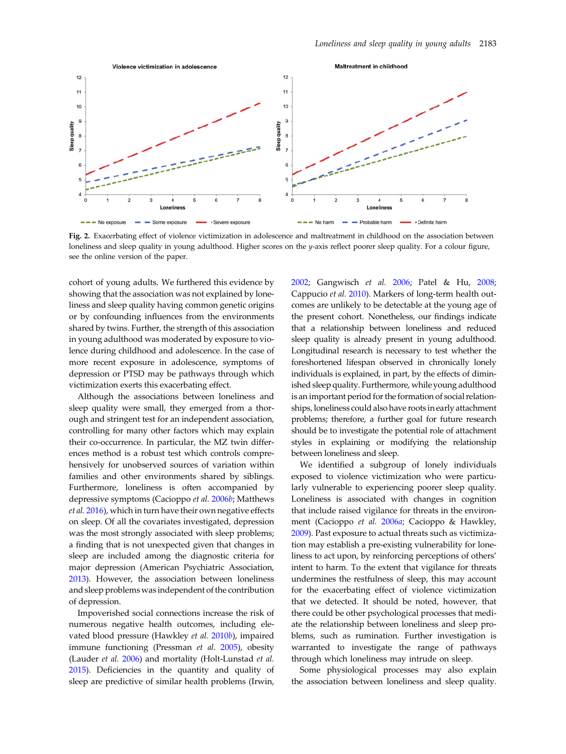Violence victimization in adolescence

Sleep quality

12
11
10
9
8
7
6
5
4

0 1 2 3 4 5 6 7 8

Loneliness

No exposure
Some exposure
Severe exposure

Maltreatment in childhood

Sleep quality

12
11
10
9
8
7
6
5
4

0 1 2 3 4 5 6 7 8

Loneliness

No harm
Probable harm
Definite harm

**Fig. 2.** Exacerbating effect of violence victimization in adolescence and maltreatment in childhood on the association between loneliness and sleep quality in young adulthood. Higher scores on the *y*-axis reflect poorer sleep quality. For a colour figure, see the online version of the paper.

cohort of young adults. We furthered this evidence by showing that the association was not explained by loneliness and sleep quality having common genetic origins or by confounding influences from the environments shared by twins. Further, the strength of this association in young adulthood was moderated by exposure to violence during childhood and adolescence. In the case of more recent exposure in adolescence, symptoms of depression or PTSD may be pathways through which victimization exerts this exacerbating effect.

Although the associations between loneliness and sleep quality were small, they emerged from a thorough and stringent test for an independent association, controlling for many other factors which may explain their co-occurrence. In particular, the MZ twin differences method is a robust test which controls comprehensively for unobserved sources of variation within families and other environments shared by siblings. Furthermore, loneliness is often accompanied by depressive symptoms (Cacioppo *et al.* 2006*b*; Matthews *et al.* 2016), which in turn have their own negative effects on sleep. Of all the covariates investigated, depression was the most strongly associated with sleep problems; a finding that is not unexpected given that changes in sleep are included among the diagnostic criteria for major depression (American Psychiatric Association, 2013). However, the association between loneliness and sleep problems was independent of the contribution of depression.

Impoverished social connections increase the risk of numerous negative health outcomes, including elevated blood pressure (Hawkley *et al.* 2010*b*), impaired immune functioning (Pressman *et al.* 2005), obesity (Lauder *et al.* 2006) and mortality (Holt-Lunstad *et al.* 2015). Deficiencies in the quantity and quality of sleep are predictive of similar health problems (Irwin, 2002; Gangwisch *et al.* 2006; Patel & Hu, 2008; Cappucio *et al.* 2010). Markers of long-term health outcomes are unlikely to be detectable at the young age of the present cohort. Nonetheless, our findings indicate that a relationship between loneliness and reduced sleep quality is already present in young adulthood. Longitudinal research is necessary to test whether the foreshortened lifespan observed in chronically lonely individuals is explained, in part, by the effects of diminished sleep quality. Furthermore, while young adulthood is an important period for the formation of social relationships, loneliness could also have roots in early attachment problems; therefore, a further goal for future research should be to investigate the potential role of attachment styles in explaining or modifying the relationship between loneliness and sleep.

We identified a subgroup of lonely individuals exposed to violence victimization who were particularly vulnerable to experiencing poorer sleep quality. Loneliness is associated with changes in cognition that include raised vigilance for threats in the environment (Cacioppo *et al.* 2006*a*; Cacioppo & Hawkley, 2009). Past exposure to actual threats such as victimization may establish a pre-existing vulnerability for loneliness to act upon, by reinforcing perceptions of others' intent to harm. To the extent that vigilance for threats undermines the restfulness of sleep, this may account for the exacerbating effect of violence victimization that we detected. It should be noted, however, that there could be other psychological processes that mediate the relationship between loneliness and sleep problems, such as rumination. Further investigation is warranted to investigate the range of pathways through which loneliness may intrude on sleep.

Some physiological processes may also explain the association between loneliness and sleep quality.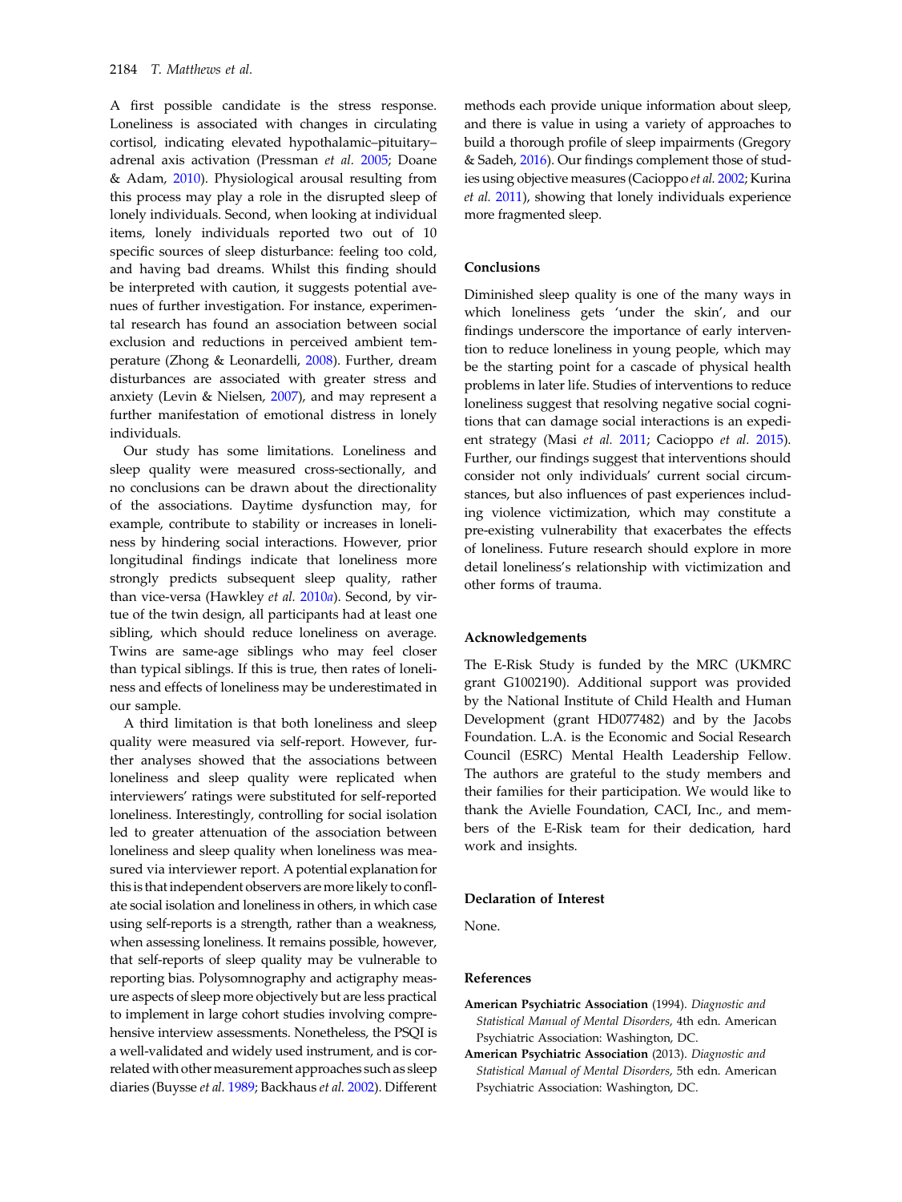A first possible candidate is the stress response. Loneliness is associated with changes in circulating cortisol, indicating elevated hypothalamic–pituitary–adrenal axis activation (Pressman *et al.* 2005; Doane & Adam, 2010). Physiological arousal resulting from this process may play a role in the disrupted sleep of lonely individuals. Second, when looking at individual items, lonely individuals reported two out of 10 specific sources of sleep disturbance: feeling too cold, and having bad dreams. Whilst this finding should be interpreted with caution, it suggests potential avenues of further investigation. For instance, experimental research has found an association between social exclusion and reductions in perceived ambient temperature (Zhong & Leonardelli, 2008). Further, dream disturbances are associated with greater stress and anxiety (Levin & Nielsen, 2007), and may represent a further manifestation of emotional distress in lonely individuals.

Our study has some limitations. Loneliness and sleep quality were measured cross-sectionally, and no conclusions can be drawn about the directionality of the associations. Daytime dysfunction may, for example, contribute to stability or increases in loneliness by hindering social interactions. However, prior longitudinal findings indicate that loneliness more strongly predicts subsequent sleep quality, rather than vice-versa (Hawkley *et al.* 2010*a*). Second, by virtue of the twin design, all participants had at least one sibling, which should reduce loneliness on average. Twins are same-age siblings who may feel closer than typical siblings. If this is true, then rates of loneliness and effects of loneliness may be underestimated in our sample.

A third limitation is that both loneliness and sleep quality were measured via self-report. However, further analyses showed that the associations between loneliness and sleep quality were replicated when interviewers' ratings were substituted for self-reported loneliness. Interestingly, controlling for social isolation led to greater attenuation of the association between loneliness and sleep quality when loneliness was measured via interviewer report. A potential explanation for this is that independent observers are more likely to conflate social isolation and loneliness in others, in which case using self-reports is a strength, rather than a weakness, when assessing loneliness. It remains possible, however, that self-reports of sleep quality may be vulnerable to reporting bias. Polysomnography and actigraphy measure aspects of sleep more objectively but are less practical to implement in large cohort studies involving comprehensive interview assessments. Nonetheless, the PSQI is a well-validated and widely used instrument, and is correlated with other measurement approaches such as sleep diaries (Buysse *et al.* 1989; Backhaus *et al.* 2002). Different methods each provide unique information about sleep, and there is value in using a variety of approaches to build a thorough profile of sleep impairments (Gregory & Sadeh, 2016). Our findings complement those of studies using objective measures (Cacioppo *et al.* 2002; Kurina *et al.* 2011), showing that lonely individuals experience more fragmented sleep.

## Conclusions

Diminished sleep quality is one of the many ways in which loneliness gets 'under the skin', and our findings underscore the importance of early intervention to reduce loneliness in young people, which may be the starting point for a cascade of physical health problems in later life. Studies of interventions to reduce loneliness suggest that resolving negative social cognitions that can damage social interactions is an expedient strategy (Masi *et al.* 2011; Cacioppo *et al.* 2015). Further, our findings suggest that interventions should consider not only individuals' current social circumstances, but also influences of past experiences including violence victimization, which may constitute a pre-existing vulnerability that exacerbates the effects of loneliness. Future research should explore in more detail loneliness's relationship with victimization and other forms of trauma.

## Acknowledgements

The E-Risk Study is funded by the MRC (UKMRC grant G1002190). Additional support was provided by the National Institute of Child Health and Human Development (grant HD077482) and by the Jacobs Foundation. L.A. is the Economic and Social Research Council (ESRC) Mental Health Leadership Fellow. The authors are grateful to the study members and their families for their participation. We would like to thank the Avielle Foundation, CACI, Inc., and members of the E-Risk team for their dedication, hard work and insights.

## Declaration of Interest

None.

## References

**American Psychiatric Association** (1994). *Diagnostic and Statistical Manual of Mental Disorders*, 4th edn. American Psychiatric Association: Washington, DC.

**American Psychiatric Association** (2013). *Diagnostic and Statistical Manual of Mental Disorders*, 5th edn. American Psychiatric Association: Washington, DC.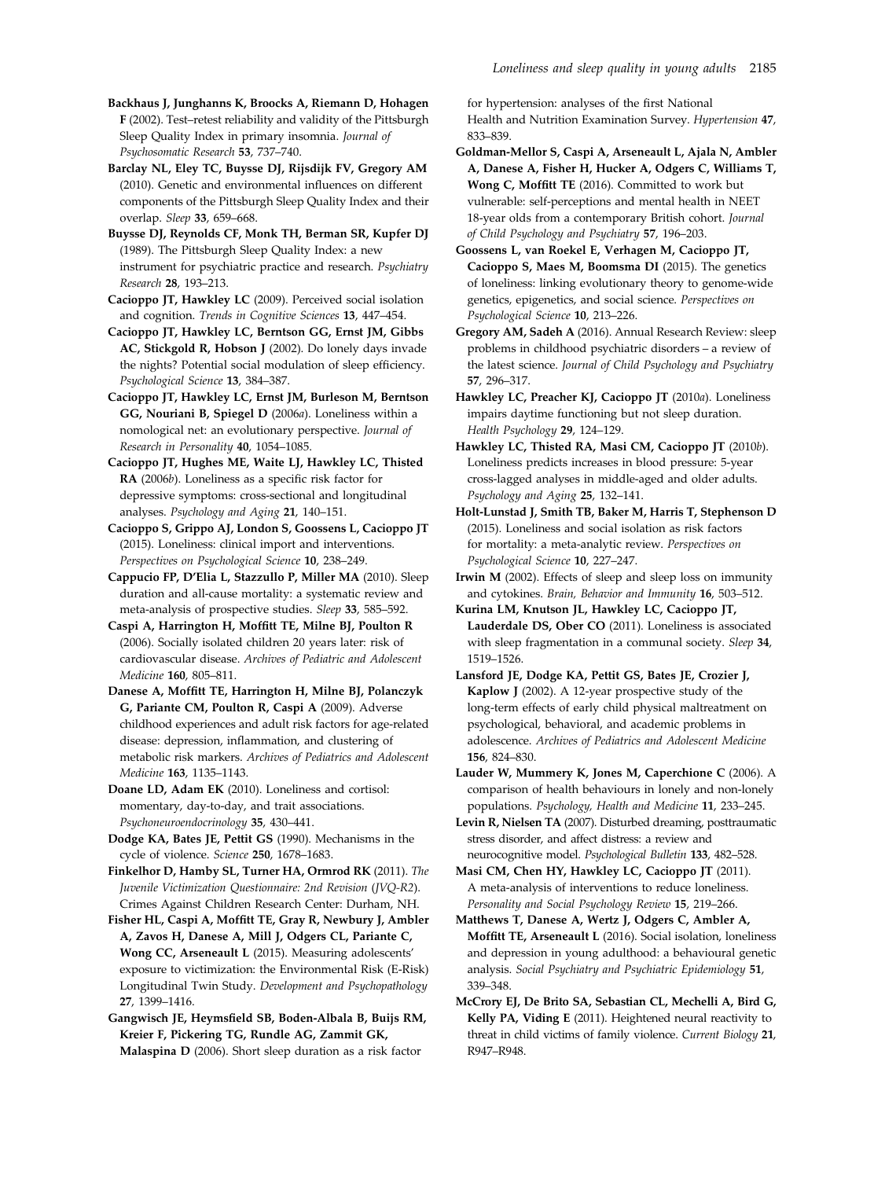**Backhaus J, Junghanns K, Broocks A, Riemann D, Hohagen F** (2002). Test–retest reliability and validity of the Pittsburgh Sleep Quality Index in primary insomnia. *Journal of Psychosomatic Research* **53**, 737–740.

**Barclay NL, Eley TC, Buysse DJ, Rijsdijk FV, Gregory AM** (2010). Genetic and environmental influences on different components of the Pittsburgh Sleep Quality Index and their overlap. *Sleep* **33**, 659–668.

**Buysse DJ, Reynolds CF, Monk TH, Berman SR, Kupfer DJ** (1989). The Pittsburgh Sleep Quality Index: a new instrument for psychiatric practice and research. *Psychiatry Research* **28**, 193–213.

**Cacioppo JT, Hawkley LC** (2009). Perceived social isolation and cognition. *Trends in Cognitive Sciences* **13**, 447–454.

**Cacioppo JT, Hawkley LC, Berntson GG, Ernst JM, Gibbs AC, Stickgold R, Hobson J** (2002). Do lonely days invade the nights? Potential social modulation of sleep efficiency. *Psychological Science* **13**, 384–387.

**Cacioppo JT, Hawkley LC, Ernst JM, Burleson M, Berntson GG, Nouriani B, Spiegel D** (2006*a*). Loneliness within a nomological net: an evolutionary perspective. *Journal of Research in Personality* **40**, 1054–1085.

**Cacioppo JT, Hughes ME, Waite LJ, Hawkley LC, Thisted RA** (2006*b*). Loneliness as a specific risk factor for depressive symptoms: cross-sectional and longitudinal analyses. *Psychology and Aging* **21**, 140–151.

**Cacioppo S, Grippo AJ, London S, Goossens L, Cacioppo JT** (2015). Loneliness: clinical import and interventions. *Perspectives on Psychological Science* **10**, 238–249.

**Cappucio FP, D'Elia L, Stazzullo P, Miller MA** (2010). Sleep duration and all-cause mortality: a systematic review and meta-analysis of prospective studies. *Sleep* **33**, 585–592.

**Caspi A, Harrington H, Moffitt TE, Milne BJ, Poulton R** (2006). Socially isolated children 20 years later: risk of cardiovascular disease. *Archives of Pediatric and Adolescent Medicine* **160**, 805–811.

**Danese A, Moffitt TE, Harrington H, Milne BJ, Polanczyk G, Pariante CM, Poulton R, Caspi A** (2009). Adverse childhood experiences and adult risk factors for age-related disease: depression, inflammation, and clustering of metabolic risk markers. *Archives of Pediatrics and Adolescent Medicine* **163**, 1135–1143.

**Doane LD, Adam EK** (2010). Loneliness and cortisol: momentary, day-to-day, and trait associations. *Psychoneuroendocrinology* **35**, 430–441.

**Dodge KA, Bates JE, Pettit GS** (1990). Mechanisms in the cycle of violence. *Science* **250**, 1678–1683.

**Finkelhor D, Hamby SL, Turner HA, Ormrod RK** (2011). *The Juvenile Victimization Questionnaire: 2nd Revision (JVQ-R2)*. Crimes Against Children Research Center: Durham, NH.

**Fisher HL, Caspi A, Moffitt TE, Gray R, Newbury J, Ambler A, Zavos H, Danese A, Mill J, Odgers CL, Pariante C, Wong CC, Arseneault L** (2015). Measuring adolescents' exposure to victimization: the Environmental Risk (E-Risk) Longitudinal Twin Study. *Development and Psychopathology* **27**, 1399–1416.

**Gangwisch JE, Heymsfield SB, Boden-Albala B, Buijs RM, Kreier F, Pickering TG, Rundle AG, Zammit GK, Malaspina D** (2006). Short sleep duration as a risk factor for hypertension: analyses of the first National Health and Nutrition Examination Survey. *Hypertension* **47**, 833–839.

**Goldman-Mellor S, Caspi A, Arseneault L, Ajala N, Ambler A, Danese A, Fisher H, Hucker A, Odgers C, Williams T, Wong C, Moffitt TE** (2016). Committed to work but vulnerable: self-perceptions and mental health in NEET 18-year olds from a contemporary British cohort. *Journal of Child Psychology and Psychiatry* **57**, 196–203.

**Goossens L, van Roekel E, Verhagen M, Cacioppo JT, Cacioppo S, Maes M, Boomsma DI** (2015). The genetics of loneliness: linking evolutionary theory to genome-wide genetics, epigenetics, and social science. *Perspectives on Psychological Science* **10**, 213–226.

**Gregory AM, Sadeh A** (2016). Annual Research Review: sleep problems in childhood psychiatric disorders – a review of the latest science. *Journal of Child Psychology and Psychiatry* **57**, 296–317.

**Hawkley LC, Preacher KJ, Cacioppo JT** (2010*a*). Loneliness impairs daytime functioning but not sleep duration. *Health Psychology* **29**, 124–129.

**Hawkley LC, Thisted RA, Masi CM, Cacioppo JT** (2010*b*). Loneliness predicts increases in blood pressure: 5-year cross-lagged analyses in middle-aged and older adults. *Psychology and Aging* **25**, 132–141.

**Holt-Lunstad J, Smith TB, Baker M, Harris T, Stephenson D** (2015). Loneliness and social isolation as risk factors for mortality: a meta-analytic review. *Perspectives on Psychological Science* **10**, 227–247.

**Irwin M** (2002). Effects of sleep and sleep loss on immunity and cytokines. *Brain, Behavior and Immunity* **16**, 503–512.

**Kurina LM, Knutson JL, Hawkley LC, Cacioppo JT, Lauderdale DS, Ober CO** (2011). Loneliness is associated with sleep fragmentation in a communal society. *Sleep* **34**, 1519–1526.

**Lansford JE, Dodge KA, Pettit GS, Bates JE, Crozier J, Kaplow J** (2002). A 12-year prospective study of the long-term effects of early child physical maltreatment on psychological, behavioral, and academic problems in adolescence. *Archives of Pediatrics and Adolescent Medicine* **156**, 824–830.

**Lauder W, Mummery K, Jones M, Caperchione C** (2006). A comparison of health behaviours in lonely and non-lonely populations. *Psychology, Health and Medicine* **11**, 233–245.

**Levin R, Nielsen TA** (2007). Disturbed dreaming, posttraumatic stress disorder, and affect distress: a review and neurocognitive model. *Psychological Bulletin* **133**, 482–528.

**Masi CM, Chen HY, Hawkley LC, Cacioppo JT** (2011). A meta-analysis of interventions to reduce loneliness. *Personality and Social Psychology Review* **15**, 219–266.

**Matthews T, Danese A, Wertz J, Odgers C, Ambler A, Moffitt TE, Arseneault L** (2016). Social isolation, loneliness and depression in young adulthood: a behavioural genetic analysis. *Social Psychiatry and Psychiatric Epidemiology* **51**, 339–348.

**McCrory EJ, De Brito SA, Sebastian CL, Mechelli A, Bird G, Kelly PA, Viding E** (2011). Heightened neural reactivity to threat in child victims of family violence. *Current Biology* **21**, R947–R948.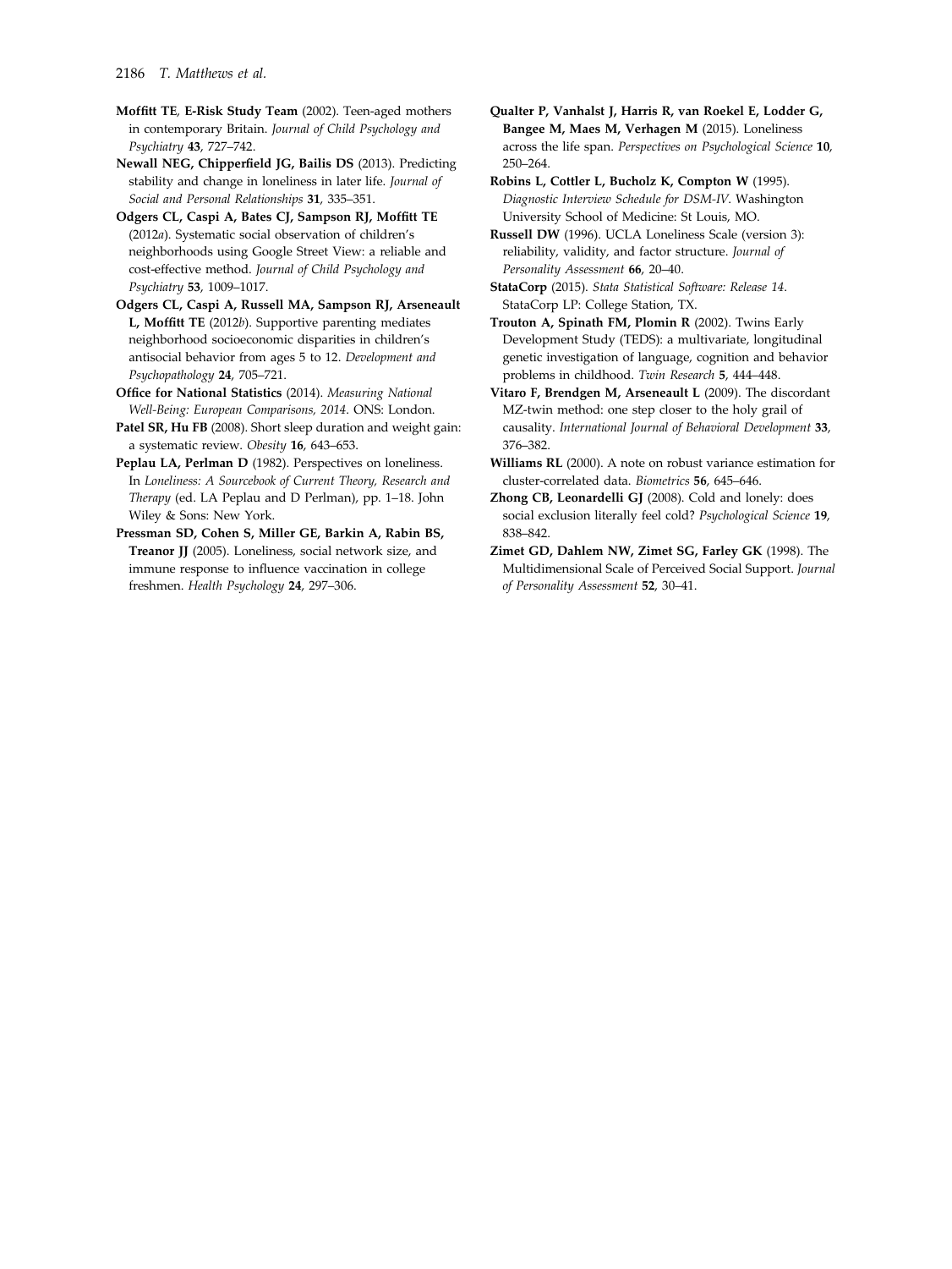**Moffitt TE**, **E-Risk Study Team** (2002). Teen-aged mothers in contemporary Britain. *Journal of Child Psychology and Psychiatry* **43**, 727–742.

**Newall NEG, Chipperfield JG, Bailis DS** (2013). Predicting stability and change in loneliness in later life. *Journal of Social and Personal Relationships* **31**, 335–351.

**Odgers CL, Caspi A, Bates CJ, Sampson RJ, Moffitt TE** (2012*a*). Systematic social observation of children's neighborhoods using Google Street View: a reliable and cost-effective method. *Journal of Child Psychology and Psychiatry* **53**, 1009–1017.

**Odgers CL, Caspi A, Russell MA, Sampson RJ, Arseneault L, Moffitt TE** (2012*b*). Supportive parenting mediates neighborhood socioeconomic disparities in children's antisocial behavior from ages 5 to 12. *Development and Psychopathology* **24**, 705–721.

**Office for National Statistics** (2014). *Measuring National Well-Being: European Comparisons, 2014*. ONS: London.

**Patel SR, Hu FB** (2008). Short sleep duration and weight gain: a systematic review. *Obesity* **16**, 643–653.

**Peplau LA, Perlman D** (1982). Perspectives on loneliness. In *Loneliness: A Sourcebook of Current Theory, Research and Therapy* (ed. LA Peplau and D Perlman), pp. 1–18. John Wiley & Sons: New York.

**Pressman SD, Cohen S, Miller GE, Barkin A, Rabin BS, Treanor JJ** (2005). Loneliness, social network size, and immune response to influence vaccination in college freshmen. *Health Psychology* **24**, 297–306.

**Qualter P, Vanhalst J, Harris R, van Roekel E, Lodder G, Bangee M, Maes M, Verhagen M** (2015). Loneliness across the life span. *Perspectives on Psychological Science* **10**, 250–264.

**Robins L, Cottler L, Bucholz K, Compton W** (1995). *Diagnostic Interview Schedule for DSM-IV*. Washington University School of Medicine: St Louis, MO.

**Russell DW** (1996). UCLA Loneliness Scale (version 3): reliability, validity, and factor structure. *Journal of Personality Assessment* **66**, 20–40.

**StataCorp** (2015). *Stata Statistical Software: Release 14*. StataCorp LP: College Station, TX.

**Trouton A, Spinath FM, Plomin R** (2002). Twins Early Development Study (TEDS): a multivariate, longitudinal genetic investigation of language, cognition and behavior problems in childhood. *Twin Research* **5**, 444–448.

**Vitaro F, Brendgen M, Arseneault L** (2009). The discordant MZ-twin method: one step closer to the holy grail of causality. *International Journal of Behavioral Development* **33**, 376–382.

**Williams RL** (2000). A note on robust variance estimation for cluster-correlated data. *Biometrics* **56**, 645–646.

**Zhong CB, Leonardelli GJ** (2008). Cold and lonely: does social exclusion literally feel cold? *Psychological Science* **19**, 838–842.

**Zimet GD, Dahlem NW, Zimet SG, Farley GK** (1998). The Multidimensional Scale of Perceived Social Support. *Journal of Personality Assessment* **52**, 30–41.